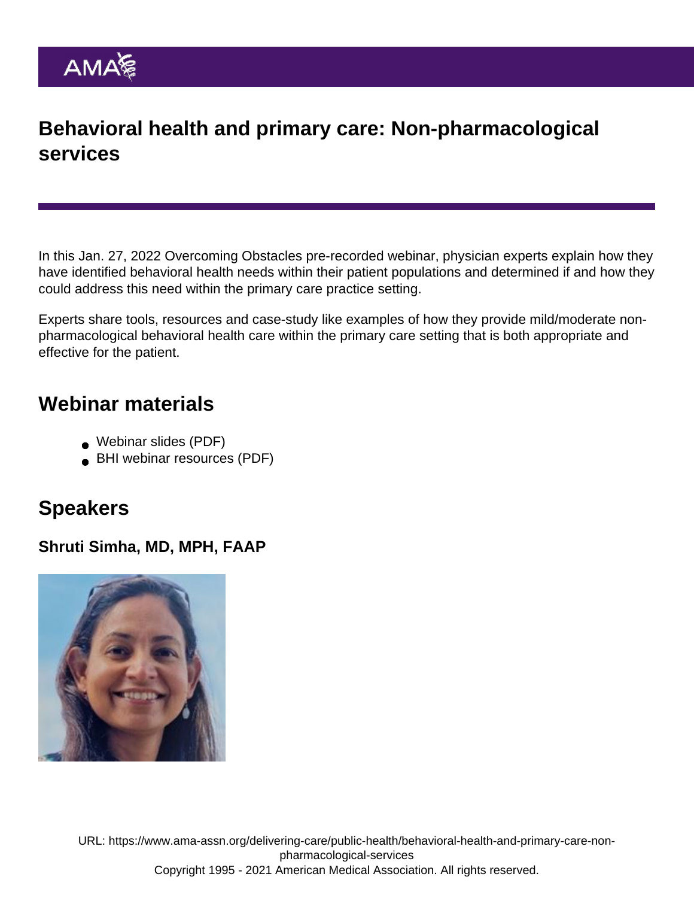# Behavioral health and primary care: Non-pharmacological services

In this Jan. 27, 2022 Overcoming Obstacles pre-recorded webinar, physician experts explain how they have identified behavioral health needs within their patient populations and determined if and how they could address this need within the primary care practice setting.

Experts share tools, resources and case-study like examples of how they provide mild/moderate non-pharmacological behavioral health care within the primary care setting that is both appropriate and effective for the patient.

## Webinar materials

- Webinar slides (PDF)
- BHI webinar resources (PDF)

## Speakers

### Shruti Simha, MD, MPH, FAAP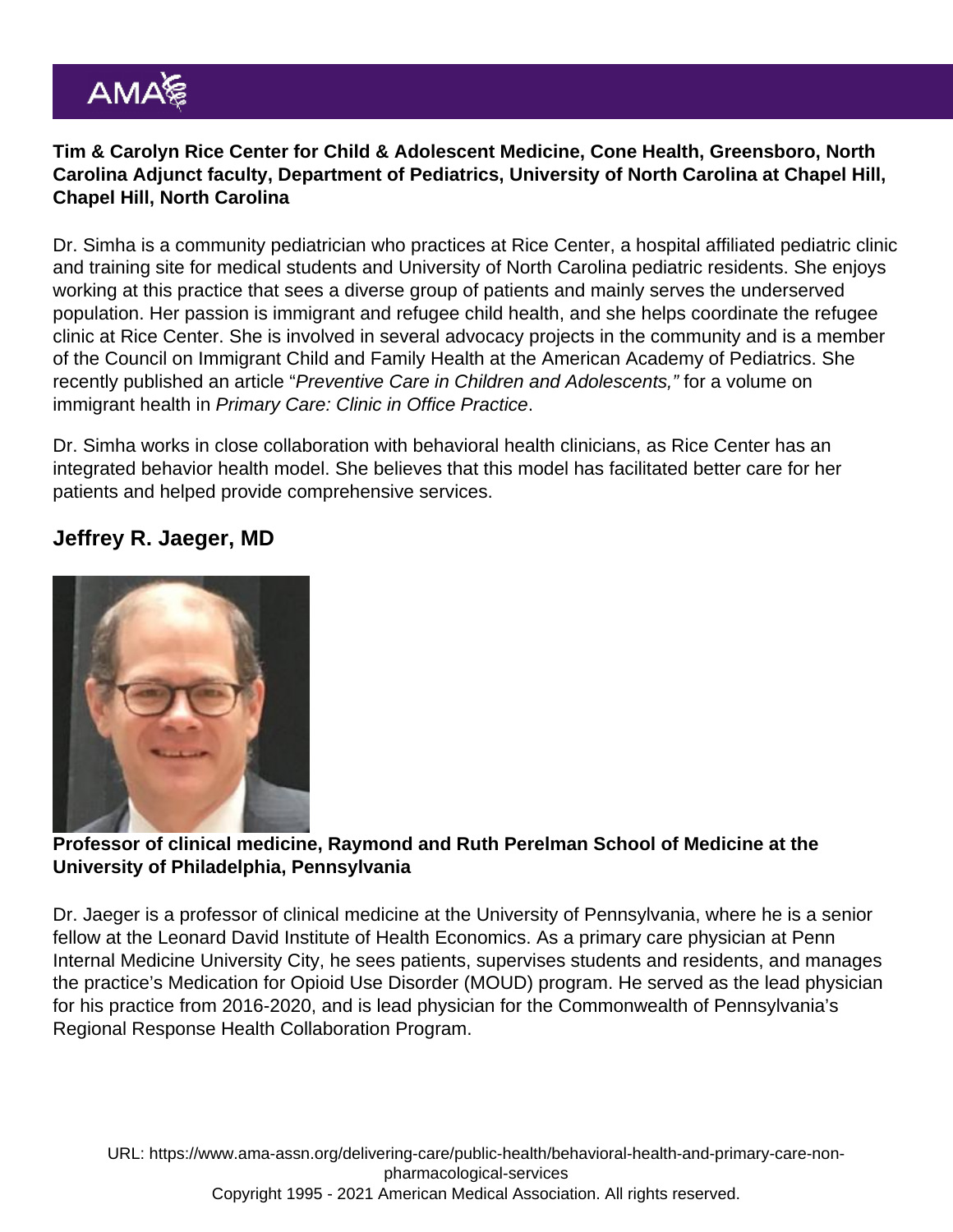**Tim & Carolyn Rice Center for Child & Adolescent Medicine, Cone Health, Greensboro, North Carolina Adjunct faculty, Department of Pediatrics, University of North Carolina at Chapel Hill, Chapel Hill, North Carolina**

Dr. Simha is a community pediatrician who practices at Rice Center, a hospital affiliated pediatric clinic and training site for medical students and University of North Carolina pediatric residents. She enjoys working at this practice that sees a diverse group of patients and mainly serves the underserved population. Her passion is immigrant and refugee child health, and she helps coordinate the refugee clinic at Rice Center. She is involved in several advocacy projects in the community and is a member of the Council on Immigrant Child and Family Health at the American Academy of Pediatrics. She recently published an article "*Preventive Care in Children and Adolescents,"* for a volume on immigrant health in *Primary Care: Clinic in Office Practice*.

Dr. Simha works in close collaboration with behavioral health clinicians, as Rice Center has an integrated behavior health model. She believes that this model has facilitated better care for her patients and helped provide comprehensive services.

## Jeffrey R. Jaeger, MD

**Professor of clinical medicine, Raymond and Ruth Perelman School of Medicine at the University of Philadelphia, Pennsylvania**

Dr. Jaeger is a professor of clinical medicine at the University of Pennsylvania, where he is a senior fellow at the Leonard David Institute of Health Economics. As a primary care physician at Penn Internal Medicine University City, he sees patients, supervises students and residents, and manages the practice's Medication for Opioid Use Disorder (MOUD) program. He served as the lead physician for his practice from 2016-2020, and is lead physician for the Commonwealth of Pennsylvania's Regional Response Health Collaboration Program.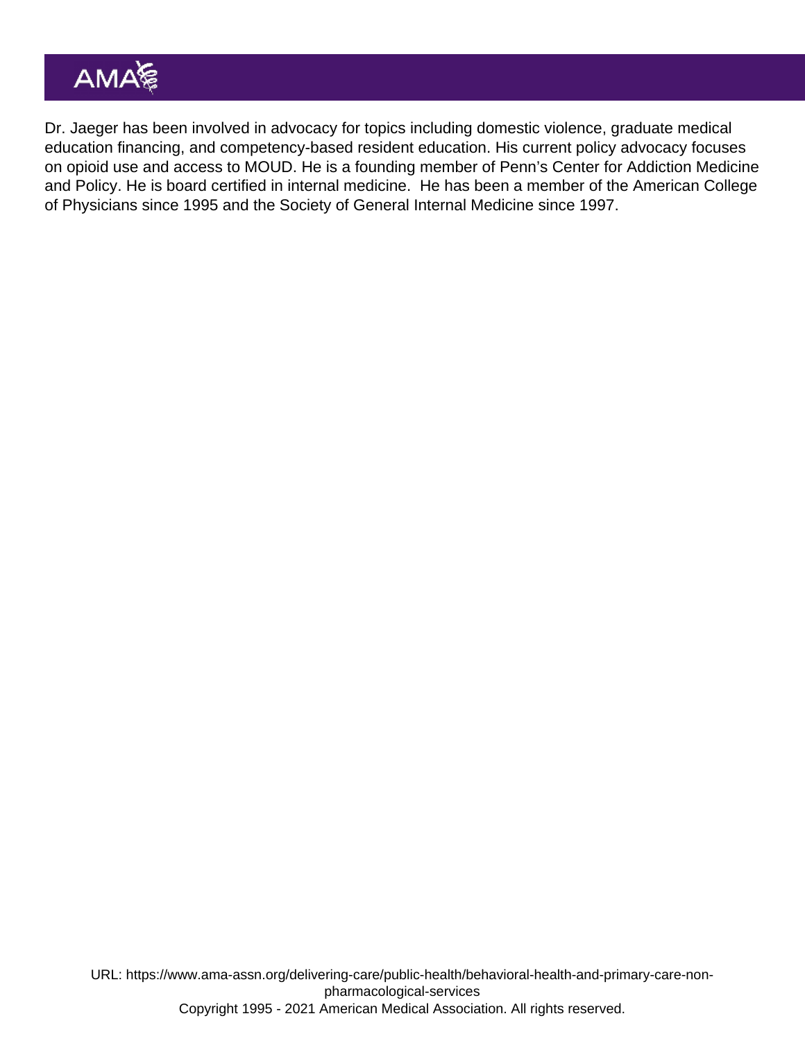Dr. Jaeger has been involved in advocacy for topics including domestic violence, graduate medical education financing, and competency-based resident education. His current policy advocacy focuses on opioid use and access to MOUD. He is a founding member of Penn's Center for Addiction Medicine and Policy. He is board certified in internal medicine. He has been a member of the American College of Physicians since 1995 and the Society of General Internal Medicine since 1997.